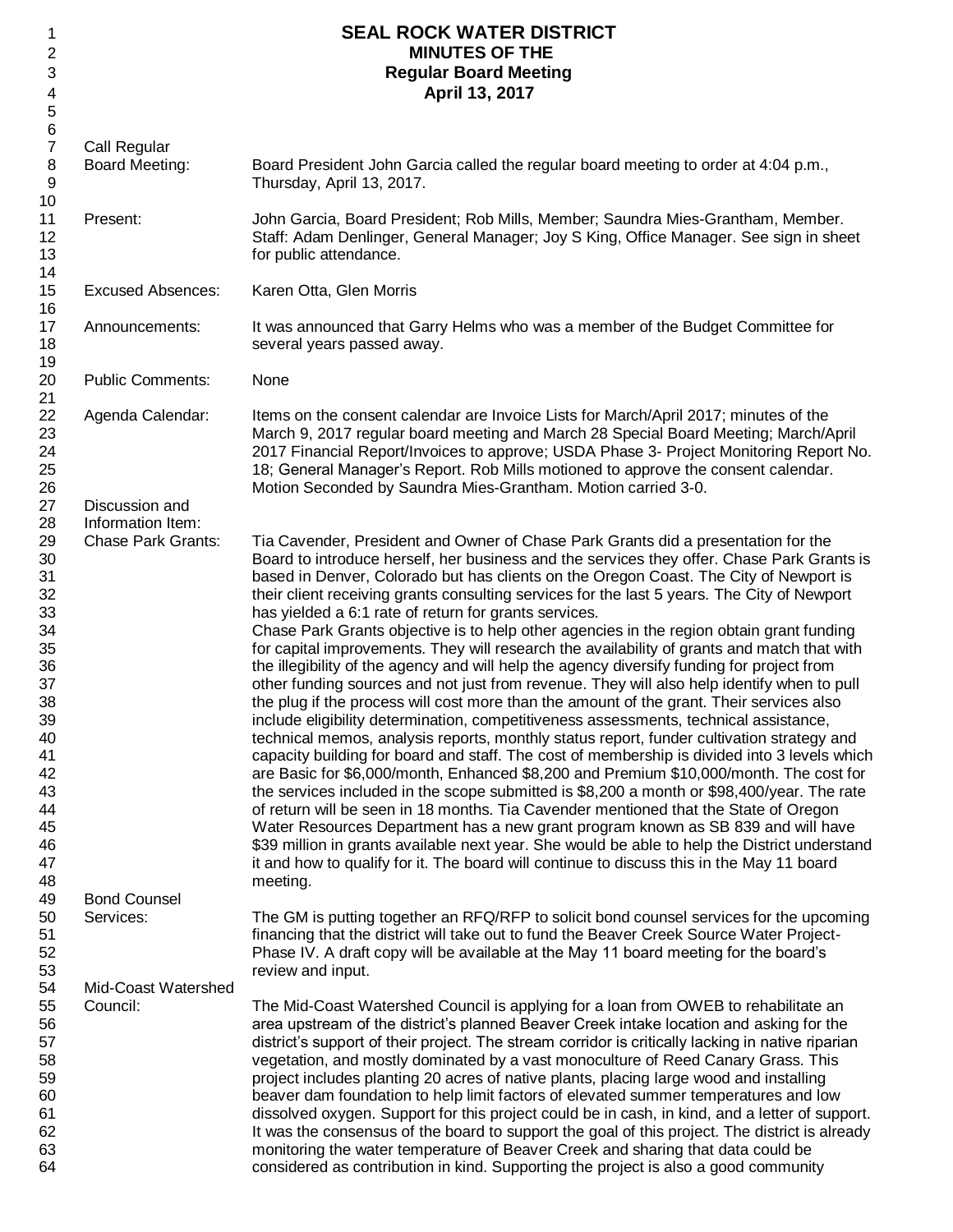# SEAL ROCK WATER DISTRICT
## MINUTES OF THE
## Regular Board Meeting
## April 13, 2017

**Call Regular Board Meeting:** Board President John Garcia called the regular board meeting to order at 4:04 p.m., Thursday, April 13, 2017.

**Present:** John Garcia, Board President; Rob Mills, Member; Saundra Mies-Grantham, Member. Staff: Adam Denlinger, General Manager; Joy S King, Office Manager. See sign in sheet for public attendance.

**Excused Absences:** Karen Otta, Glen Morris

**Announcements:** It was announced that Garry Helms who was a member of the Budget Committee for several years passed away.

**Public Comments:** None

**Agenda Calendar:** Items on the consent calendar are Invoice Lists for March/April 2017; minutes of the March 9, 2017 regular board meeting and March 28 Special Board Meeting; March/April 2017 Financial Report/Invoices to approve; USDA Phase 3- Project Monitoring Report No. 18; General Manager's Report. Rob Mills motioned to approve the consent calendar. Motion Seconded by Saundra Mies-Grantham. Motion carried 3-0.

**Discussion and Information Item:**

**Chase Park Grants:** Tia Cavender, President and Owner of Chase Park Grants did a presentation for the Board to introduce herself, her business and the services they offer. Chase Park Grants is based in Denver, Colorado but has clients on the Oregon Coast. The City of Newport is their client receiving grants consulting services for the last 5 years. The City of Newport has yielded a 6:1 rate of return for grants services.
Chase Park Grants objective is to help other agencies in the region obtain grant funding for capital improvements. They will research the availability of grants and match that with the illegibility of the agency and will help the agency diversify funding for project from other funding sources and not just from revenue. They will also help identify when to pull the plug if the process will cost more than the amount of the grant. Their services also include eligibility determination, competitiveness assessments, technical assistance, technical memos, analysis reports, monthly status report, funder cultivation strategy and capacity building for board and staff. The cost of membership is divided into 3 levels which are Basic for $6,000/month, Enhanced $8,200 and Premium $10,000/month. The cost for the services included in the scope submitted is $8,200 a month or $98,400/year. The rate of return will be seen in 18 months. Tia Cavender mentioned that the State of Oregon Water Resources Department has a new grant program known as SB 839 and will have $39 million in grants available next year. She would be able to help the District understand it and how to qualify for it. The board will continue to discuss this in the May 11 board meeting.

**Bond Counsel Services:** The GM is putting together an RFQ/RFP to solicit bond counsel services for the upcoming financing that the district will take out to fund the Beaver Creek Source Water Project-Phase IV. A draft copy will be available at the May 11 board meeting for the board's review and input.

**Mid-Coast Watershed Council:** The Mid-Coast Watershed Council is applying for a loan from OWEB to rehabilitate an area upstream of the district's planned Beaver Creek intake location and asking for the district's support of their project. The stream corridor is critically lacking in native riparian vegetation, and mostly dominated by a vast monoculture of Reed Canary Grass. This project includes planting 20 acres of native plants, placing large wood and installing beaver dam foundation to help limit factors of elevated summer temperatures and low dissolved oxygen. Support for this project could be in cash, in kind, and a letter of support. It was the consensus of the board to support the goal of this project. The district is already monitoring the water temperature of Beaver Creek and sharing that data could be considered as contribution in kind. Supporting the project is also a good community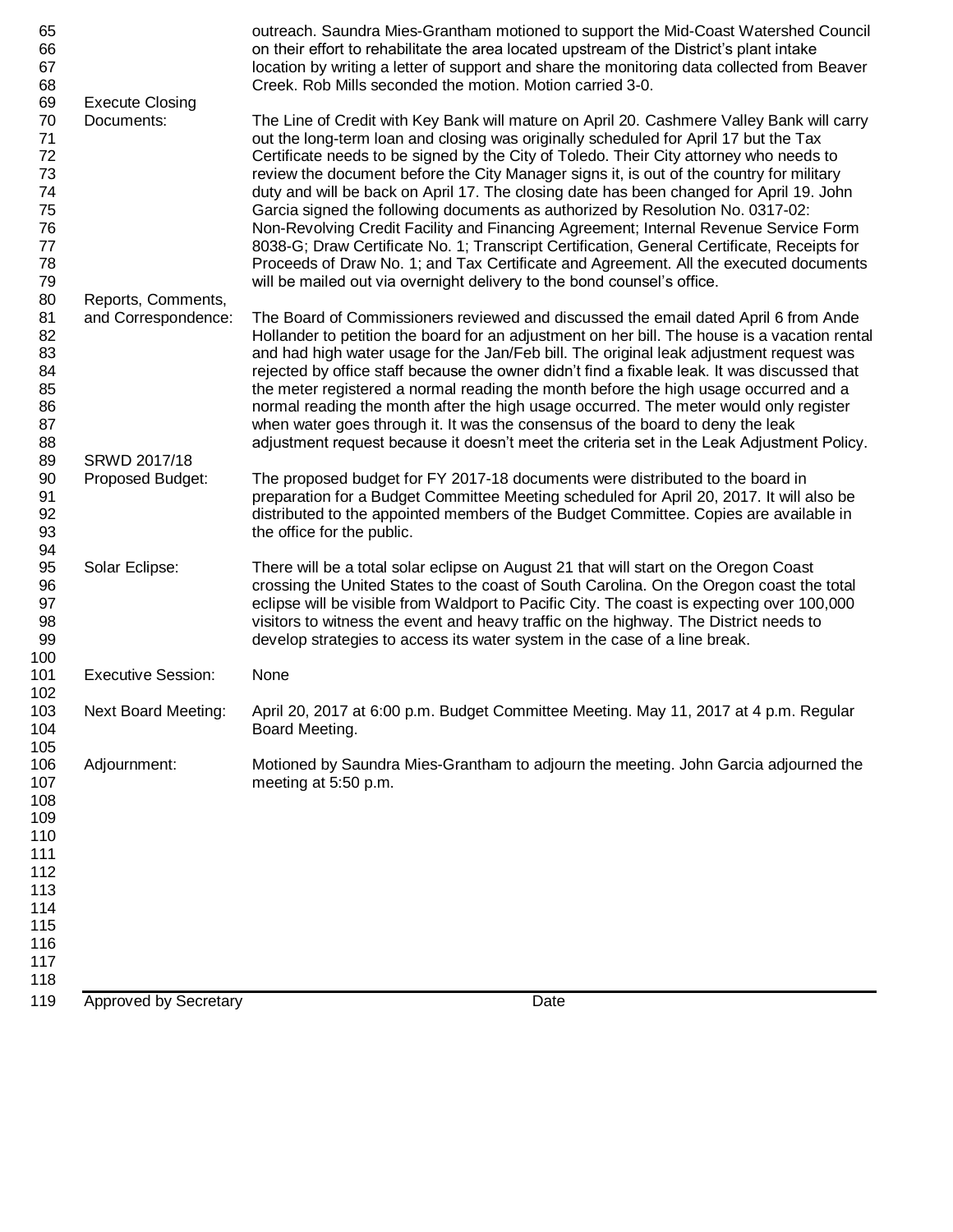outreach. Saundra Mies-Grantham motioned to support the Mid-Coast Watershed Council on their effort to rehabilitate the area located upstream of the District's plant intake location by writing a letter of support and share the monitoring data collected from Beaver Creek. Rob Mills seconded the motion. Motion carried 3-0.

**Execute Closing Documents:** The Line of Credit with Key Bank will mature on April 20. Cashmere Valley Bank will carry out the long-term loan and closing was originally scheduled for April 17 but the Tax Certificate needs to be signed by the City of Toledo. Their City attorney who needs to review the document before the City Manager signs it, is out of the country for military duty and will be back on April 17. The closing date has been changed for April 19. John Garcia signed the following documents as authorized by Resolution No. 0317-02: Non-Revolving Credit Facility and Financing Agreement; Internal Revenue Service Form 8038-G; Draw Certificate No. 1; Transcript Certification, General Certificate, Receipts for Proceeds of Draw No. 1; and Tax Certificate and Agreement. All the executed documents will be mailed out via overnight delivery to the bond counsel's office.

**Reports, Comments, and Correspondence:** The Board of Commissioners reviewed and discussed the email dated April 6 from Ande Hollander to petition the board for an adjustment on her bill. The house is a vacation rental and had high water usage for the Jan/Feb bill. The original leak adjustment request was rejected by office staff because the owner didn't find a fixable leak. It was discussed that the meter registered a normal reading the month before the high usage occurred and a normal reading the month after the high usage occurred. The meter would only register when water goes through it. It was the consensus of the board to deny the leak adjustment request because it doesn't meet the criteria set in the Leak Adjustment Policy.

**SRWD 2017/18 Proposed Budget:** The proposed budget for FY 2017-18 documents were distributed to the board in preparation for a Budget Committee Meeting scheduled for April 20, 2017. It will also be distributed to the appointed members of the Budget Committee. Copies are available in the office for the public.

**Solar Eclipse:** There will be a total solar eclipse on August 21 that will start on the Oregon Coast crossing the United States to the coast of South Carolina. On the Oregon coast the total eclipse will be visible from Waldport to Pacific City. The coast is expecting over 100,000 visitors to witness the event and heavy traffic on the highway. The District needs to develop strategies to access its water system in the case of a line break.

**Executive Session:** None

**Next Board Meeting:** April 20, 2017 at 6:00 p.m. Budget Committee Meeting. May 11, 2017 at 4 p.m. Regular Board Meeting.

**Adjournment:** Motioned by Saundra Mies-Grantham to adjourn the meeting. John Garcia adjourned the meeting at 5:50 p.m.

Approved by Secretary ____________________ Date